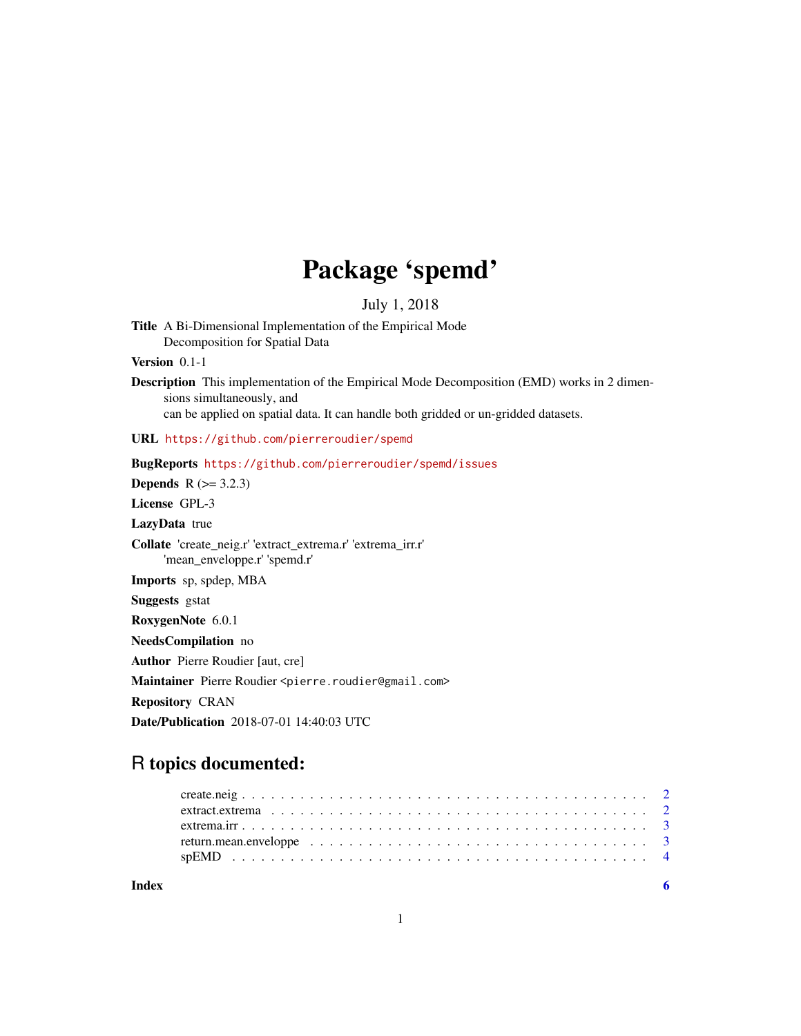# Package 'spemd'

July 1, 2018

**Title** A Bi-Dimensional Implementation of the Empirical Mode Decomposition for Spatial Data

**Version** 0.1-1

**Description** This implementation of the Empirical Mode Decomposition (EMD) works in 2 dimensions simultaneously, and
can be applied on spatial data. It can handle both gridded or un-gridded datasets.

**URL** https://github.com/pierreroudier/spemd

**BugReports** https://github.com/pierreroudier/spemd/issues

**Depends** R (>= 3.2.3)

**License** GPL-3

**LazyData** true

**Collate** 'create_neig.r' 'extract_extrema.r' 'extrema_irr.r' 'mean_enveloppe.r' 'spemd.r'

**Imports** sp, spdep, MBA

**Suggests** gstat

**RoxygenNote** 6.0.1

**NeedsCompilation** no

**Author** Pierre Roudier [aut, cre]

**Maintainer** Pierre Roudier <pierre.roudier@gmail.com>

**Repository** CRAN

**Date/Publication** 2018-07-01 14:40:03 UTC

## R topics documented:

create.neig . . . . . . . . . . . . . . . . . . . . . . . . . . . . . . . . . . . . . . . . . 2
extract.extrema . . . . . . . . . . . . . . . . . . . . . . . . . . . . . . . . . . . . . . . 2
extrema.irr . . . . . . . . . . . . . . . . . . . . . . . . . . . . . . . . . . . . . . . . . . 3
return.mean.enveloppe . . . . . . . . . . . . . . . . . . . . . . . . . . . . . . . . . . . 3
spEMD . . . . . . . . . . . . . . . . . . . . . . . . . . . . . . . . . . . . . . . . . . . . 4

**Index** **6**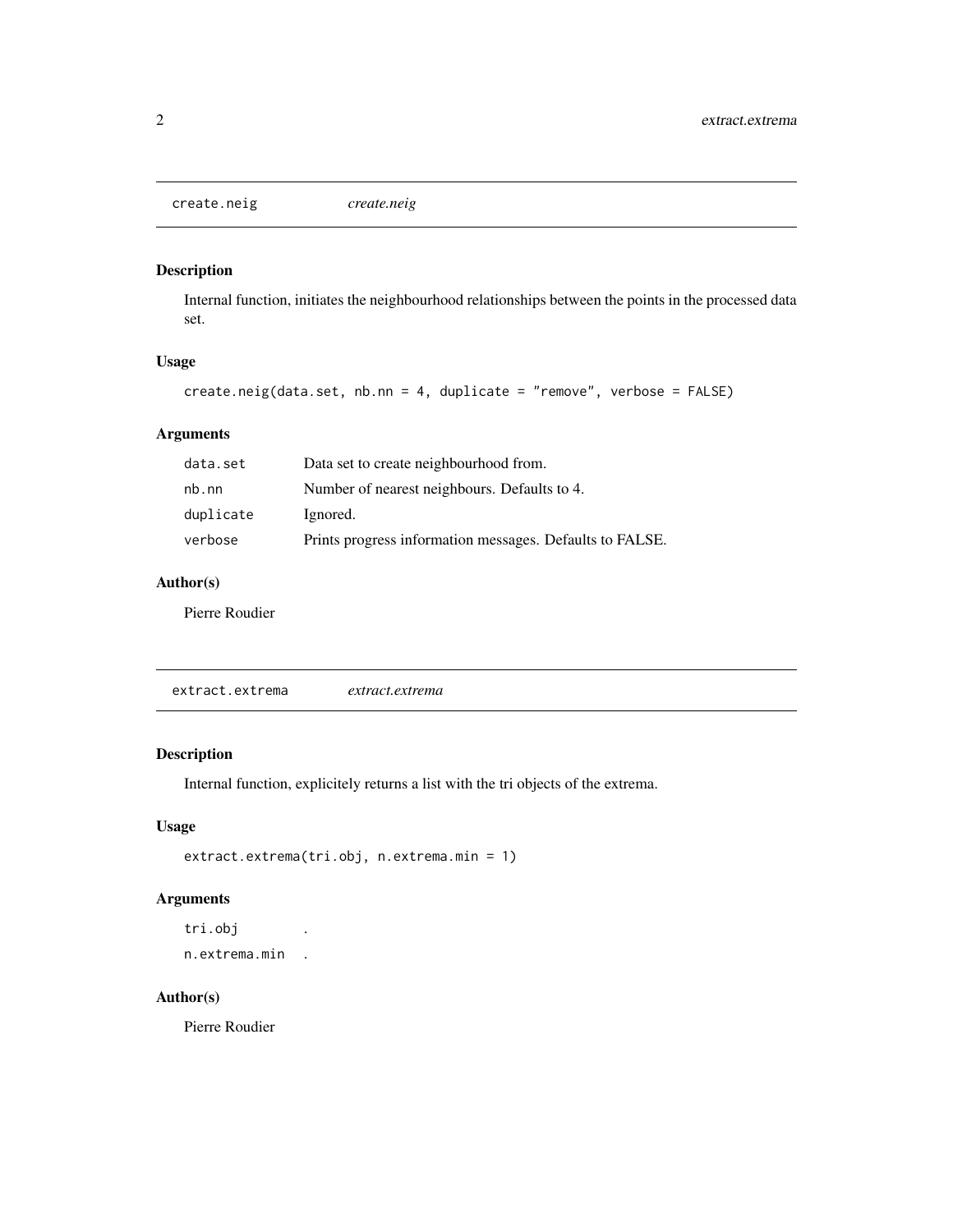## create.neig *create.neig*

### Description

Internal function, initiates the neighbourhood relationships between the points in the processed data set.

### Usage

```
create.neig(data.set, nb.nn = 4, duplicate = "remove", verbose = FALSE)
```

### Arguments

| | |
|---|---|
| data.set | Data set to create neighbourhood from. |
| nb.nn | Number of nearest neighbours. Defaults to 4. |
| duplicate | Ignored. |
| verbose | Prints progress information messages. Defaults to FALSE. |

### Author(s)

Pierre Roudier

## extract.extrema *extract.extrema*

### Description

Internal function, explicitely returns a list with the tri objects of the extrema.

### Usage

```
extract.extrema(tri.obj, n.extrema.min = 1)
```

### Arguments

| | |
|---|---|
| tri.obj | . |
| n.extrema.min | . |

### Author(s)

Pierre Roudier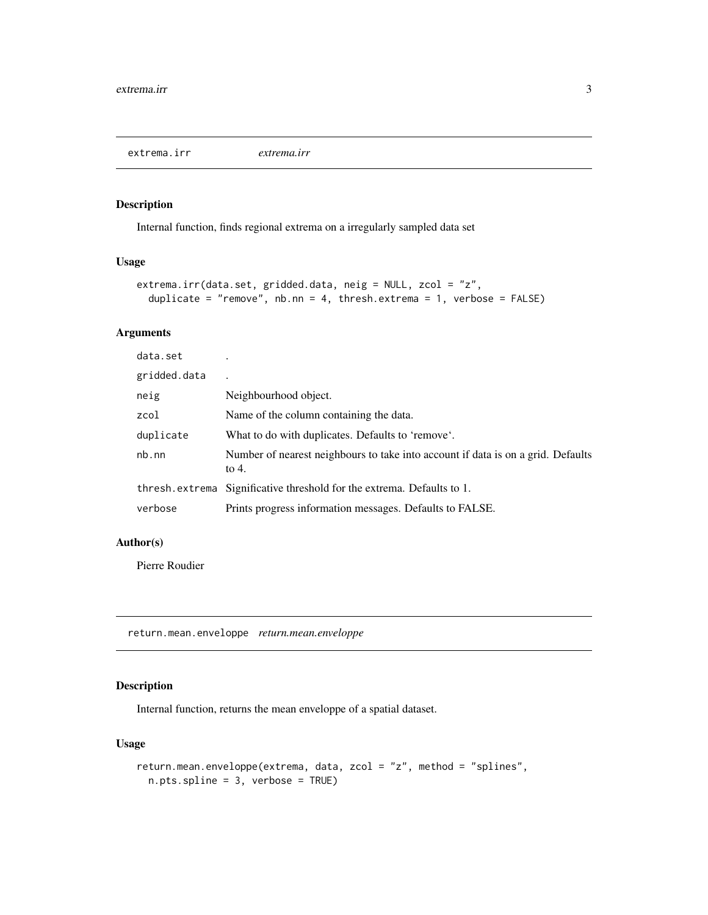## extrema.irr *extrema.irr*

### Description

Internal function, finds regional extrema on a irregularly sampled data set

### Usage

```
extrema.irr(data.set, gridded.data, neig = NULL, zcol = "z",
  duplicate = "remove", nb.nn = 4, thresh.extrema = 1, verbose = FALSE)
```

### Arguments

| | |
|---|---|
| data.set | . |
| gridded.data | . |
| neig | Neighbourhood object. |
| zcol | Name of the column containing the data. |
| duplicate | What to do with duplicates. Defaults to 'remove'. |
| nb.nn | Number of nearest neighbours to take into account if data is on a grid. Defaults to 4. |
| thresh.extrema | Significative threshold for the extrema. Defaults to 1. |
| verbose | Prints progress information messages. Defaults to FALSE. |

### Author(s)

Pierre Roudier

## return.mean.enveloppe *return.mean.enveloppe*

### Description

Internal function, returns the mean enveloppe of a spatial dataset.

### Usage

```
return.mean.enveloppe(extrema, data, zcol = "z", method = "splines",
  n.pts.spline = 3, verbose = TRUE)
```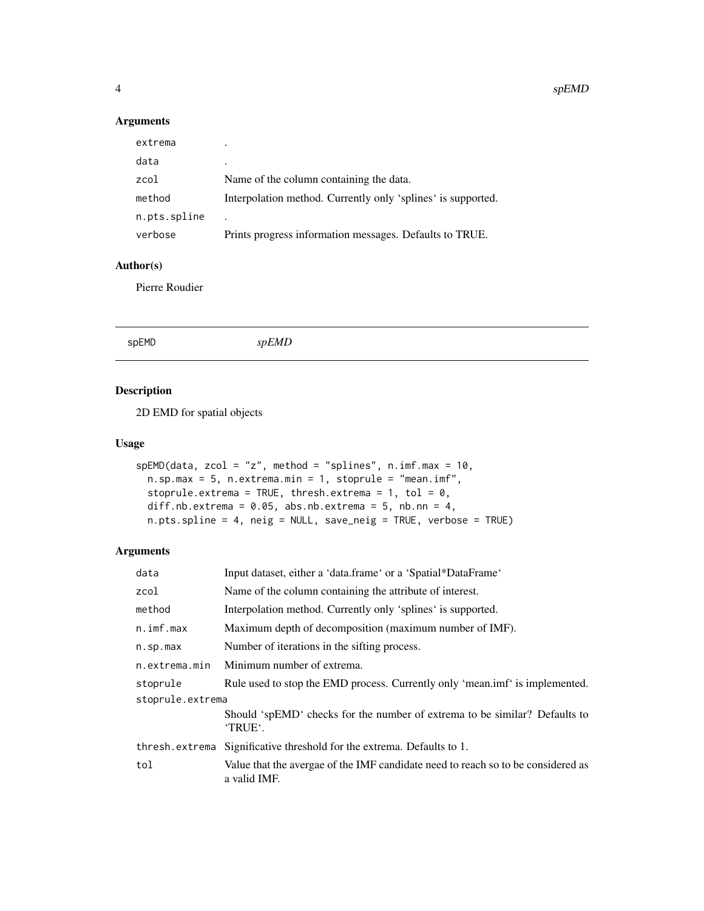## Arguments

| | |
|---|---|
| extrema | . |
| data | . |
| zcol | Name of the column containing the data. |
| method | Interpolation method. Currently only 'splines' is supported. |
| n.pts.spline | . |
| verbose | Prints progress information messages. Defaults to TRUE. |

## Author(s)

Pierre Roudier

---

spEMD *spEMD*

---

## Description

2D EMD for spatial objects

## Usage

```
spEMD(data, zcol = "z", method = "splines", n.imf.max = 10,
  n.sp.max = 5, n.extrema.min = 1, stoprule = "mean.imf",
  stoprule.extrema = TRUE, thresh.extrema = 1, tol = 0,
  diff.nb.extrema = 0.05, abs.nb.extrema = 5, nb.nn = 4,
  n.pts.spline = 4, neig = NULL, save_neig = TRUE, verbose = TRUE)
```

## Arguments

| | |
|---|---|
| data | Input dataset, either a 'data.frame' or a 'Spatial*DataFrame' |
| zcol | Name of the column containing the attribute of interest. |
| method | Interpolation method. Currently only 'splines' is supported. |
| n.imf.max | Maximum depth of decomposition (maximum number of IMF). |
| n.sp.max | Number of iterations in the sifting process. |
| n.extrema.min | Minimum number of extrema. |
| stoprule | Rule used to stop the EMD process. Currently only 'mean.imf' is implemented. |
| stoprule.extrema | Should 'spEMD' checks for the number of extrema to be similar? Defaults to 'TRUE'. |
| thresh.extrema | Significative threshold for the extrema. Defaults to 1. |
| tol | Value that the avergae of the IMF candidate need to reach so to be considered as a valid IMF. |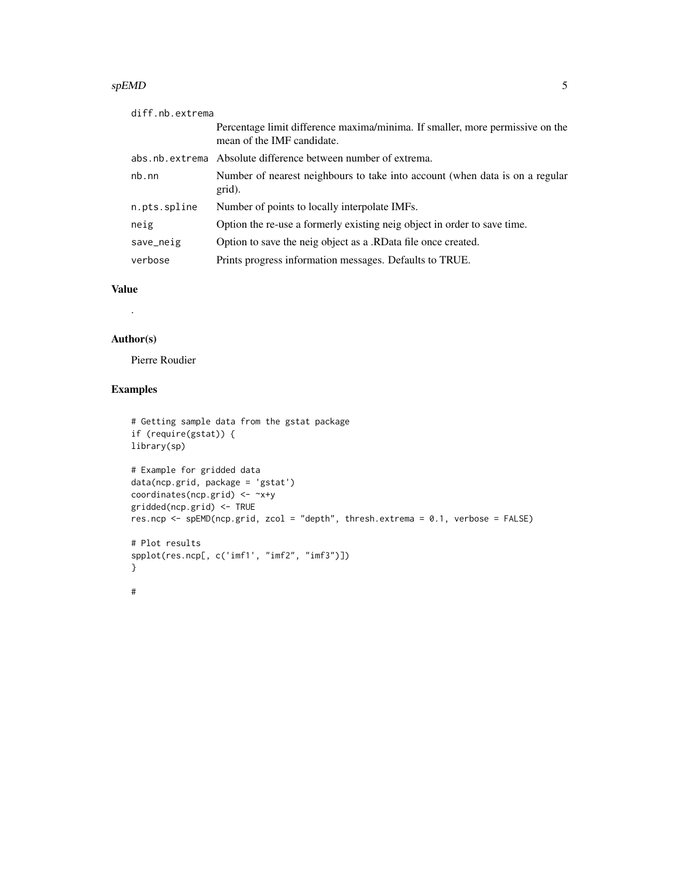| | |
|---|---|
| diff.nb.extrema | Percentage limit difference maxima/minima. If smaller, more permissive on the mean of the IMF candidate. |
| abs.nb.extrema | Absolute difference between number of extrema. |
| nb.nn | Number of nearest neighbours to take into account (when data is on a regular grid). |
| n.pts.spline | Number of points to locally interpolate IMFs. |
| neig | Option the re-use a formerly existing neig object in order to save time. |
| save_neig | Option to save the neig object as a .RData file once created. |
| verbose | Prints progress information messages. Defaults to TRUE. |

## Value

.

## Author(s)

Pierre Roudier

## Examples

```
# Getting sample data from the gstat package
if (require(gstat)) {
library(sp)

# Example for gridded data
data(ncp.grid, package = 'gstat')
coordinates(ncp.grid) <- ~x+y
gridded(ncp.grid) <- TRUE
res.ncp <- spEMD(ncp.grid, zcol = "depth", thresh.extrema = 0.1, verbose = FALSE)

# Plot results
spplot(res.ncp[, c('imf1', "imf2", "imf3")])
}

#
```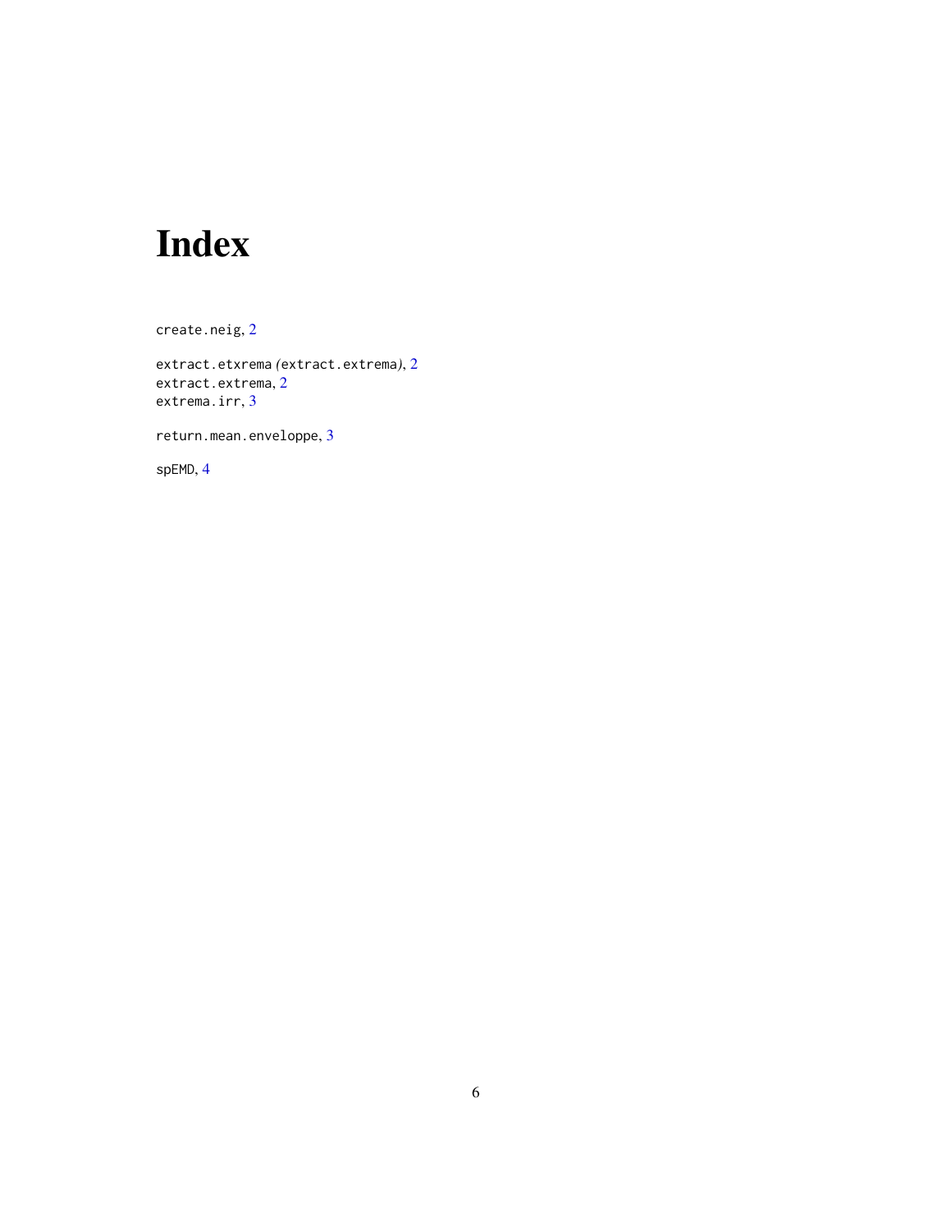# Index

create.neig, 2

extract.etxrema *(*extract.extrema*)*, 2
extract.extrema, 2
extrema.irr, 3

return.mean.enveloppe, 3

spEMD, 4